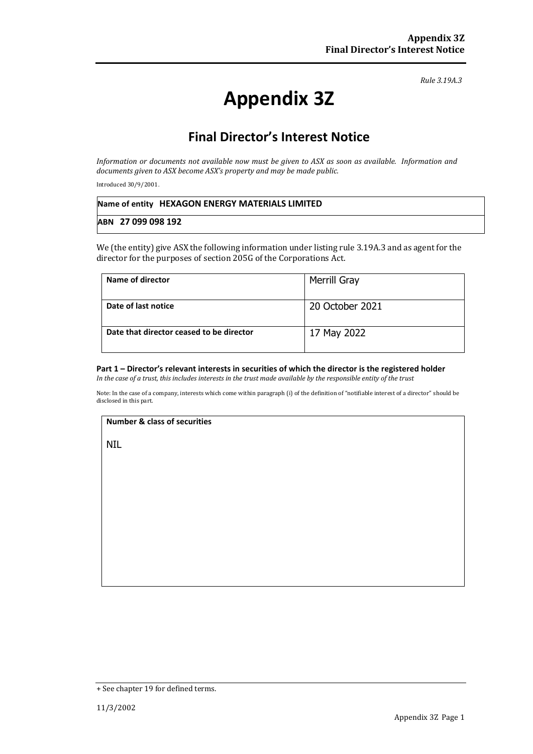*Rule 3.19A.3*

# Appendix 3Z

## Final Director's Interest Notice

*Information or documents not available now must be given to ASX as soon as available. Information and documents given to ASX become ASX's property and may be made public.*

Introduced 30/9/2001.

| | |
|---|---|
| **Name of entity** | **HEXAGON ENERGY MATERIALS LIMITED** |
| **ABN** | **27 099 098 192** |

We (the entity) give ASX the following information under listing rule 3.19A.3 and as agent for the director for the purposes of section 205G of the Corporations Act.

| | |
|---|---|
| **Name of director** | Merrill Gray |
| **Date of last notice** | 20 October 2021 |
| **Date that director ceased to be director** | 17 May 2022 |

**Part 1 – Director's relevant interests in securities of which the director is the registered holder**
*In the case of a trust, this includes interests in the trust made available by the responsible entity of the trust*

Note: In the case of a company, interests which come within paragraph (i) of the definition of "notifiable interest of a director" should be disclosed in this part.

| **Number & class of securities** |
|---|
| NIL |

+ See chapter 19 for defined terms.

11/3/2002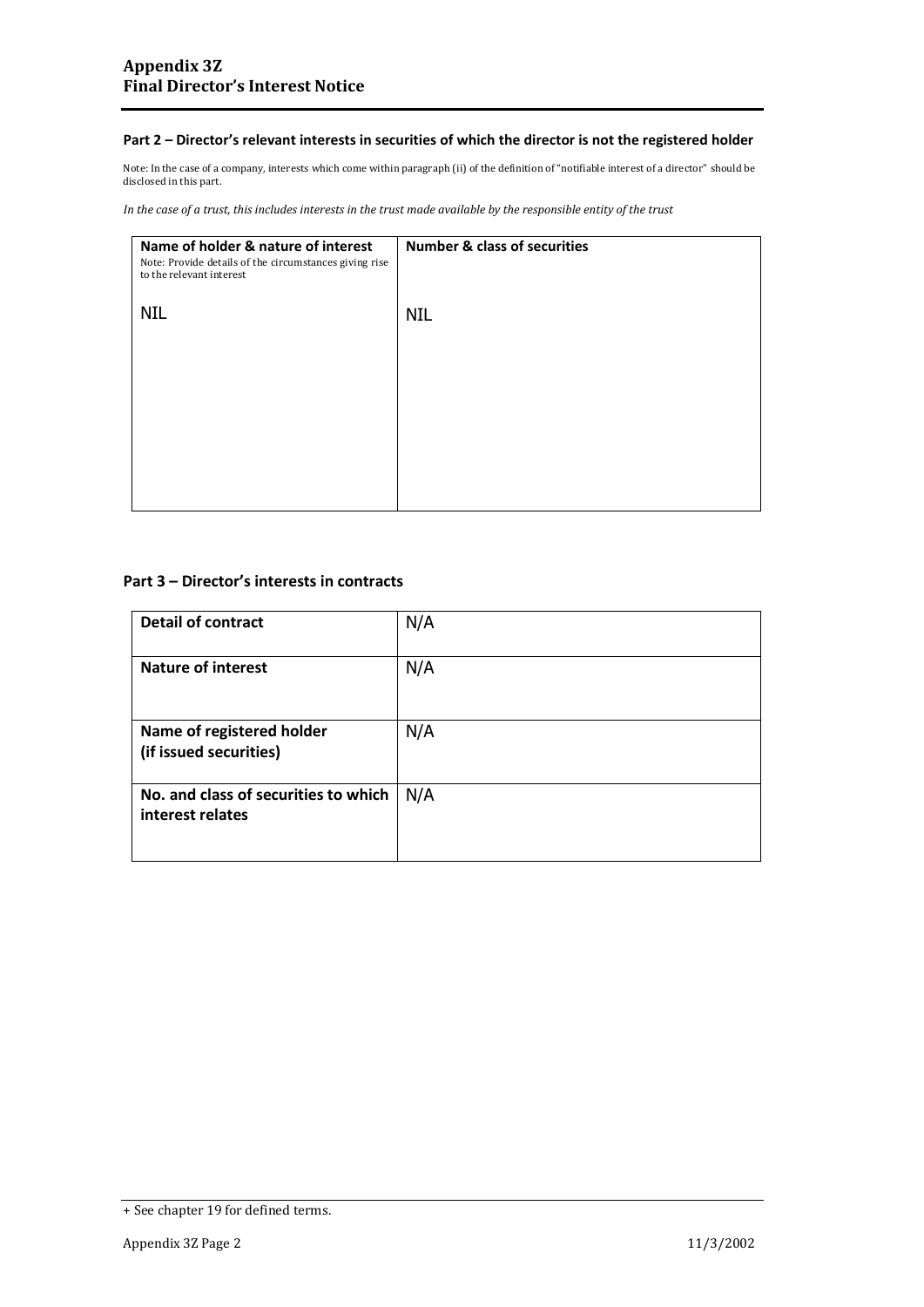## Part 2 – Director's relevant interests in securities of which the director is not the registered holder

Note: In the case of a company, interests which come within paragraph (ii) of the definition of "notifiable interest of a director" should be disclosed in this part.

*In the case of a trust, this includes interests in the trust made available by the responsible entity of the trust*

| Name of holder & nature of interest<br>Note: Provide details of the circumstances giving rise to the relevant interest | Number & class of securities |
|---|---|
| NIL | NIL |

## Part 3 – Director's interests in contracts

| | |
|---|---|
| **Detail of contract** | N/A |
| **Nature of interest** | N/A |
| **Name of registered holder (if issued securities)** | N/A |
| **No. and class of securities to which interest relates** | N/A |

+ See chapter 19 for defined terms.